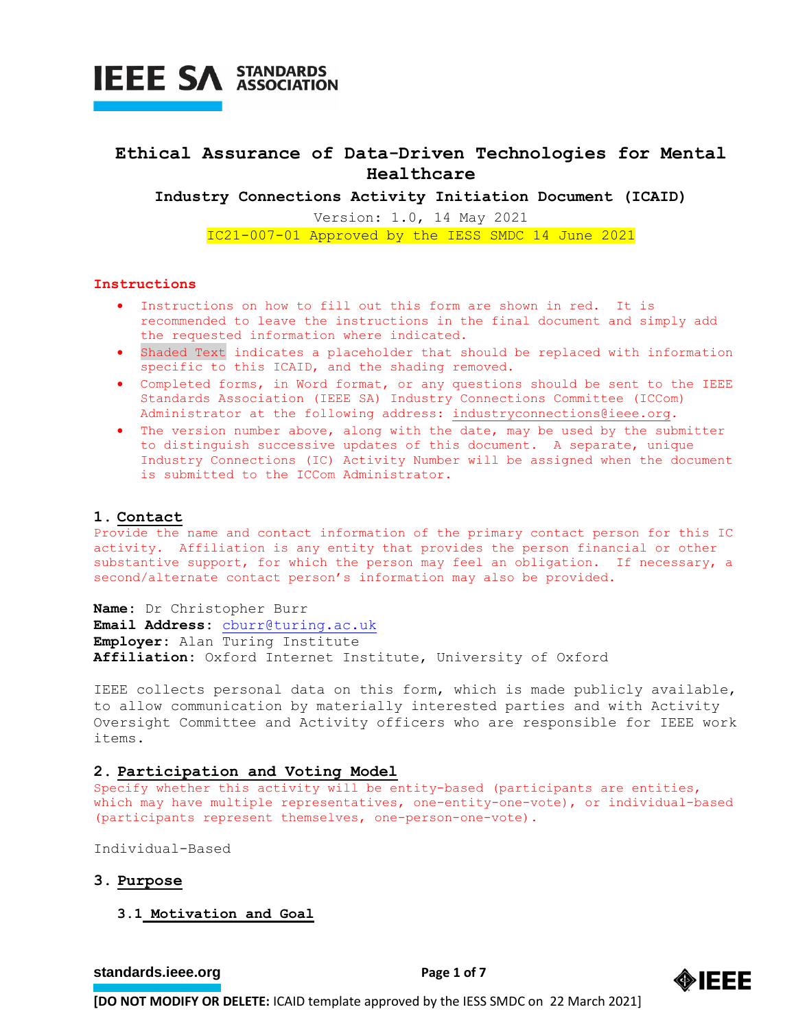# Ethical Assurance of Data-Driven Technologies for Mental Healthcare

**Industry Connections Activity Initiation Document (ICAID)**

Version: 1.0, 14 May 2021

IC21-007-01 Approved by the IESS SMDC 14 June 2021

### Instructions

- Instructions on how to fill out this form are shown in red. It is recommended to leave the instructions in the final document and simply add the requested information where indicated.
- Shaded Text indicates a placeholder that should be replaced with information specific to this ICAID, and the shading removed.
- Completed forms, in Word format, or any questions should be sent to the IEEE Standards Association (IEEE SA) Industry Connections Committee (ICCom) Administrator at the following address: industryconnections@ieee.org.
- The version number above, along with the date, may be used by the submitter to distinguish successive updates of this document. A separate, unique Industry Connections (IC) Activity Number will be assigned when the document is submitted to the ICCom Administrator.

## 1. Contact

Provide the name and contact information of the primary contact person for this IC activity. Affiliation is any entity that provides the person financial or other substantive support, for which the person may feel an obligation. If necessary, a second/alternate contact person's information may also be provided.

**Name**: Dr Christopher Burr
**Email Address**: cburr@turing.ac.uk
**Employer**: Alan Turing Institute
**Affiliation**: Oxford Internet Institute, University of Oxford

IEEE collects personal data on this form, which is made publicly available, to allow communication by materially interested parties and with Activity Oversight Committee and Activity officers who are responsible for IEEE work items.

## 2. Participation and Voting Model

Specify whether this activity will be entity-based (participants are entities, which may have multiple representatives, one-entity-one-vote), or individual-based (participants represent themselves, one-person-one-vote).

Individual-Based

## 3. Purpose

### 3.1 Motivation and Goal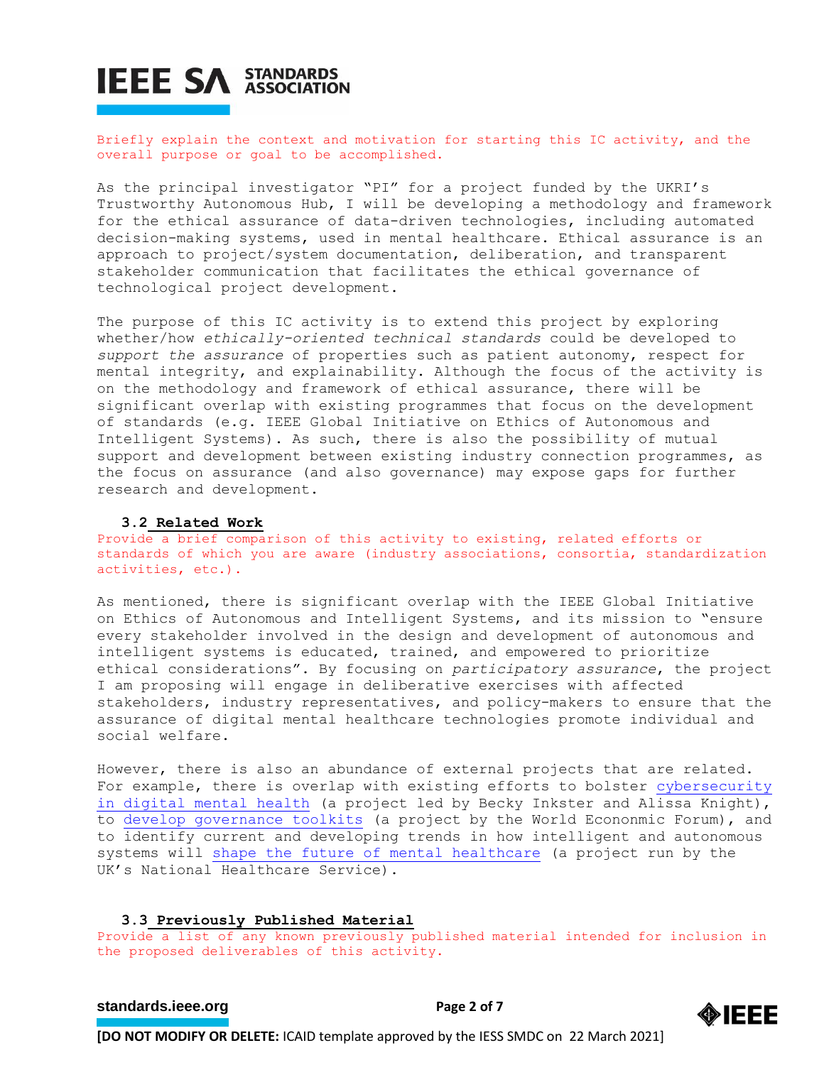Briefly explain the context and motivation for starting this IC activity, and the overall purpose or goal to be accomplished.

As the principal investigator "PI" for a project funded by the UKRI's Trustworthy Autonomous Hub, I will be developing a methodology and framework for the ethical assurance of data-driven technologies, including automated decision-making systems, used in mental healthcare. Ethical assurance is an approach to project/system documentation, deliberation, and transparent stakeholder communication that facilitates the ethical governance of technological project development.

The purpose of this IC activity is to extend this project by exploring whether/how *ethically-oriented technical standards* could be developed to *support the assurance* of properties such as patient autonomy, respect for mental integrity, and explainability. Although the focus of the activity is on the methodology and framework of ethical assurance, there will be significant overlap with existing programmes that focus on the development of standards (e.g. IEEE Global Initiative on Ethics of Autonomous and Intelligent Systems). As such, there is also the possibility of mutual support and development between existing industry connection programmes, as the focus on assurance (and also governance) may expose gaps for further research and development.

### 3.2 Related Work

Provide a brief comparison of this activity to existing, related efforts or standards of which you are aware (industry associations, consortia, standardization activities, etc.).

As mentioned, there is significant overlap with the IEEE Global Initiative on Ethics of Autonomous and Intelligent Systems, and its mission to "ensure every stakeholder involved in the design and development of autonomous and intelligent systems is educated, trained, and empowered to prioritize ethical considerations". By focusing on *participatory assurance*, the project I am proposing will engage in deliberative exercises with affected stakeholders, industry representatives, and policy-makers to ensure that the assurance of digital mental healthcare technologies promote individual and social welfare.

However, there is also an abundance of external projects that are related. For example, there is overlap with existing efforts to bolster cybersecurity in digital mental health (a project led by Becky Inkster and Alissa Knight), to develop governance toolkits (a project by the World Econonmic Forum), and to identify current and developing trends in how intelligent and autonomous systems will shape the future of mental healthcare (a project run by the UK's National Healthcare Service).

### 3.3 Previously Published Material

Provide a list of any known previously published material intended for inclusion in the proposed deliverables of this activity.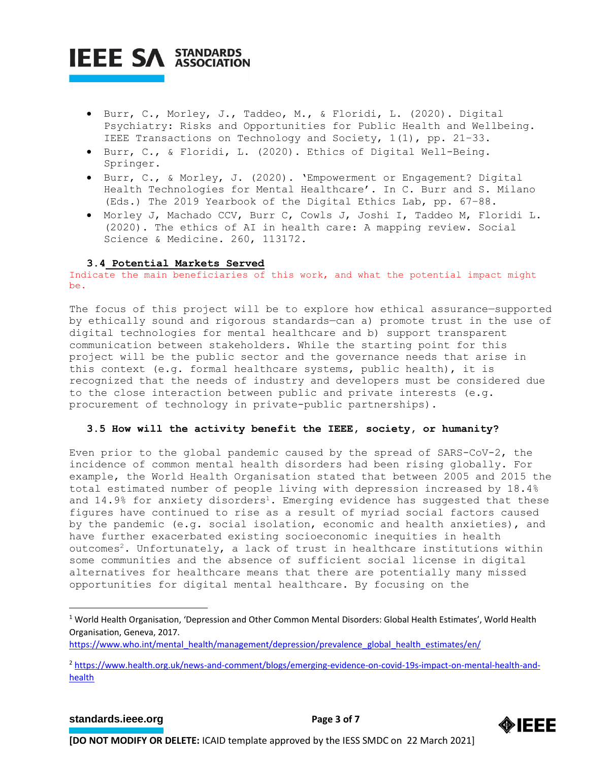- Burr, C., Morley, J., Taddeo, M., & Floridi, L. (2020). Digital Psychiatry: Risks and Opportunities for Public Health and Wellbeing. IEEE Transactions on Technology and Society, 1(1), pp. 21–33.
- Burr, C., & Floridi, L. (2020). Ethics of Digital Well-Being. Springer.
- Burr, C., & Morley, J. (2020). 'Empowerment or Engagement? Digital Health Technologies for Mental Healthcare'. In C. Burr and S. Milano (Eds.) The 2019 Yearbook of the Digital Ethics Lab, pp. 67–88.
- Morley J, Machado CCV, Burr C, Cowls J, Joshi I, Taddeo M, Floridi L. (2020). The ethics of AI in health care: A mapping review. Social Science & Medicine. 260, 113172.

### 3.4 Potential Markets Served

Indicate the main beneficiaries of this work, and what the potential impact might be.

The focus of this project will be to explore how ethical assurance—supported by ethically sound and rigorous standards—can a) promote trust in the use of digital technologies for mental healthcare and b) support transparent communication between stakeholders. While the starting point for this project will be the public sector and the governance needs that arise in this context (e.g. formal healthcare systems, public health), it is recognized that the needs of industry and developers must be considered due to the close interaction between public and private interests (e.g. procurement of technology in private-public partnerships).

### 3.5 How will the activity benefit the IEEE, society, or humanity?

Even prior to the global pandemic caused by the spread of SARS-CoV-2, the incidence of common mental health disorders had been rising globally. For example, the World Health Organisation stated that between 2005 and 2015 the total estimated number of people living with depression increased by 18.4% and 14.9% for anxiety disorders[1]. Emerging evidence has suggested that these figures have continued to rise as a result of myriad social factors caused by the pandemic (e.g. social isolation, economic and health anxieties), and have further exacerbated existing socioeconomic inequities in health outcomes[2]. Unfortunately, a lack of trust in healthcare institutions within some communities and the absence of sufficient social license in digital alternatives for healthcare means that there are potentially many missed opportunities for digital mental healthcare. By focusing on the

---

[1] World Health Organisation, 'Depression and Other Common Mental Disorders: Global Health Estimates', World Health Organisation, Geneva, 2017. https://www.who.int/mental_health/management/depression/prevalence_global_health_estimates/en/

[2] https://www.health.org.uk/news-and-comment/blogs/emerging-evidence-on-covid-19s-impact-on-mental-health-and-health

[DO NOT MODIFY OR DELETE: ICAID template approved by the IESS SMDC on 22 March 2021]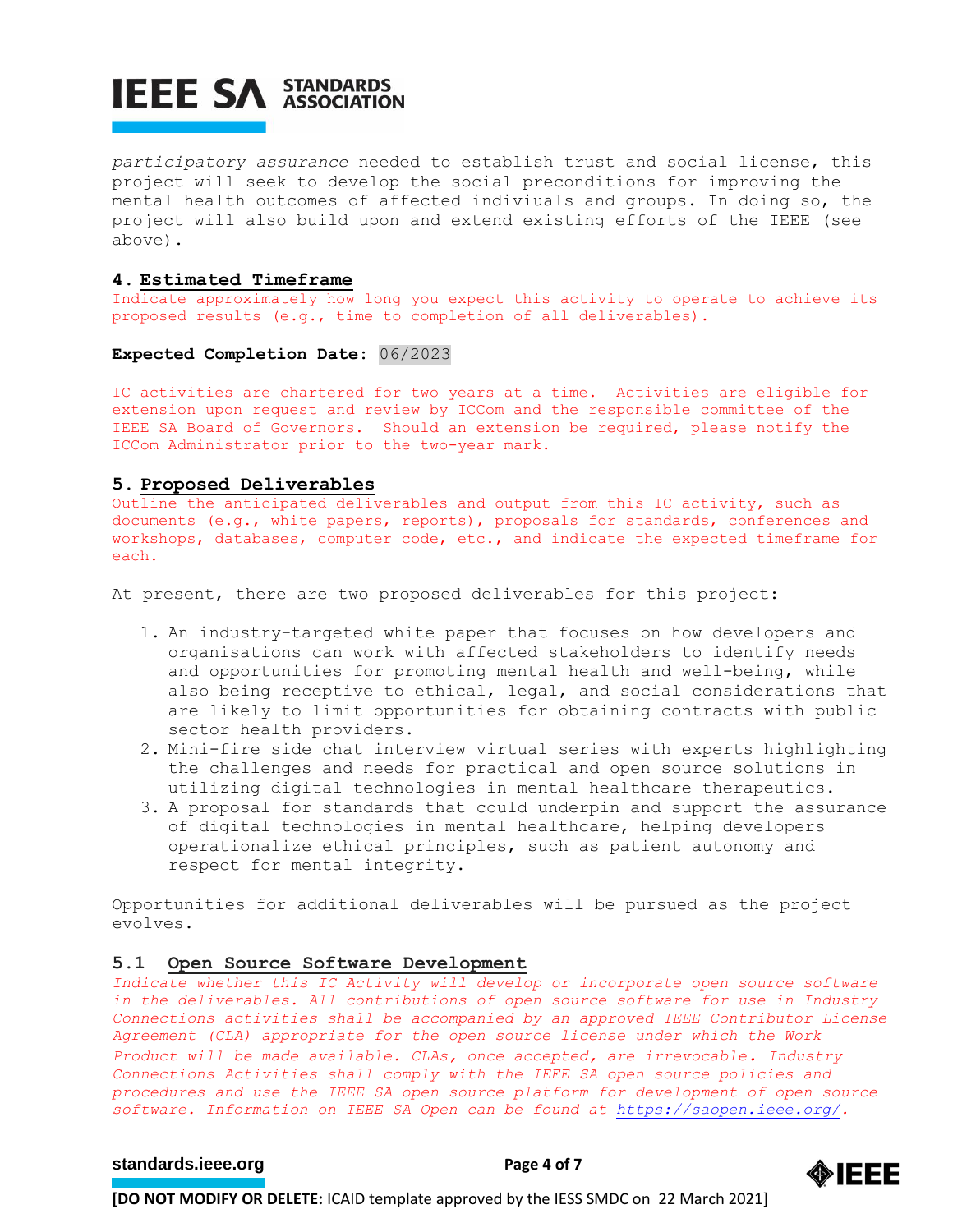*participatory assurance* needed to establish trust and social license, this project will seek to develop the social preconditions for improving the mental health outcomes of affected indiviuals and groups. In doing so, the project will also build upon and extend existing efforts of the IEEE (see above).

## 4. Estimated Timeframe

Indicate approximately how long you expect this activity to operate to achieve its proposed results (e.g., time to completion of all deliverables).

**Expected Completion Date:** 06/2023

IC activities are chartered for two years at a time. Activities are eligible for extension upon request and review by ICCom and the responsible committee of the IEEE SA Board of Governors. Should an extension be required, please notify the ICCom Administrator prior to the two-year mark.

## 5. Proposed Deliverables

Outline the anticipated deliverables and output from this IC activity, such as documents (e.g., white papers, reports), proposals for standards, conferences and workshops, databases, computer code, etc., and indicate the expected timeframe for each.

At present, there are two proposed deliverables for this project:

1. An industry-targeted white paper that focuses on how developers and organisations can work with affected stakeholders to identify needs and opportunities for promoting mental health and well-being, while also being receptive to ethical, legal, and social considerations that are likely to limit opportunities for obtaining contracts with public sector health providers.
2. Mini-fire side chat interview virtual series with experts highlighting the challenges and needs for practical and open source solutions in utilizing digital technologies in mental healthcare therapeutics.
3. A proposal for standards that could underpin and support the assurance of digital technologies in mental healthcare, helping developers operationalize ethical principles, such as patient autonomy and respect for mental integrity.

Opportunities for additional deliverables will be pursued as the project evolves.

### 5.1 Open Source Software Development

*Indicate whether this IC Activity will develop or incorporate open source software in the deliverables. All contributions of open source software for use in Industry Connections activities shall be accompanied by an approved IEEE Contributor License Agreement (CLA) appropriate for the open source license under which the Work Product will be made available. CLAs, once accepted, are irrevocable. Industry Connections Activities shall comply with the IEEE SA open source policies and procedures and use the IEEE SA open source platform for development of open source software. Information on IEEE SA Open can be found at https://saopen.ieee.org/.*

**[DO NOT MODIFY OR DELETE:** ICAID template approved by the IESS SMDC on 22 March 2021]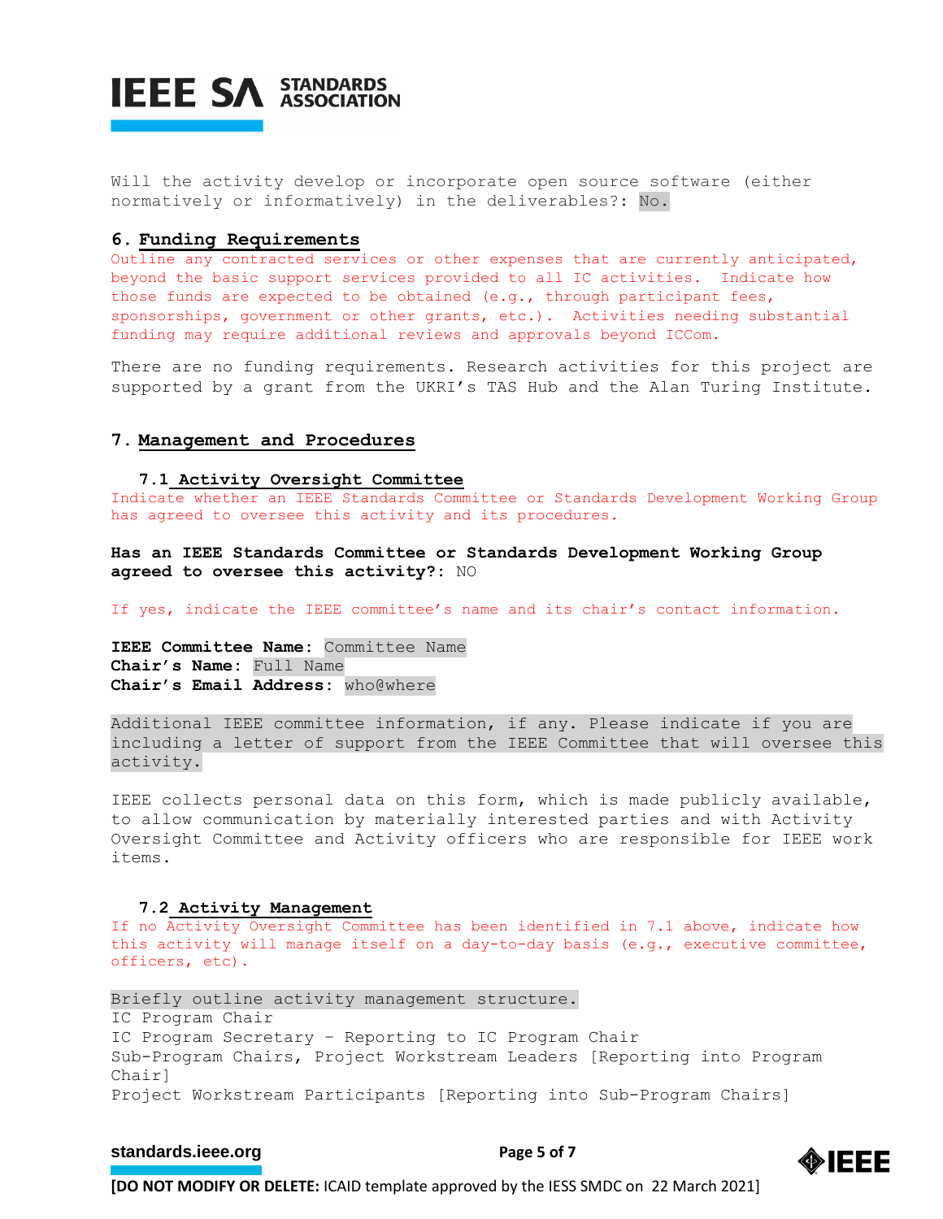Will the activity develop or incorporate open source software (either normatively or informatively) in the deliverables?: No.

## 6. Funding Requirements

Outline any contracted services or other expenses that are currently anticipated, beyond the basic support services provided to all IC activities. Indicate how those funds are expected to be obtained (e.g., through participant fees, sponsorships, government or other grants, etc.). Activities needing substantial funding may require additional reviews and approvals beyond ICCom.

There are no funding requirements. Research activities for this project are supported by a grant from the UKRI's TAS Hub and the Alan Turing Institute.

## 7. Management and Procedures

### 7.1 Activity Oversight Committee

Indicate whether an IEEE Standards Committee or Standards Development Working Group has agreed to oversee this activity and its procedures.

**Has an IEEE Standards Committee or Standards Development Working Group agreed to oversee this activity?:** NO

If yes, indicate the IEEE committee's name and its chair's contact information.

**IEEE Committee Name:** Committee Name
**Chair's Name:** Full Name
**Chair's Email Address:** who@where

Additional IEEE committee information, if any. Please indicate if you are including a letter of support from the IEEE Committee that will oversee this activity.

IEEE collects personal data on this form, which is made publicly available, to allow communication by materially interested parties and with Activity Oversight Committee and Activity officers who are responsible for IEEE work items.

### 7.2 Activity Management

If no Activity Oversight Committee has been identified in 7.1 above, indicate how this activity will manage itself on a day-to-day basis (e.g., executive committee, officers, etc).

Briefly outline activity management structure.
IC Program Chair
IC Program Secretary – Reporting to IC Program Chair
Sub-Program Chairs, Project Workstream Leaders [Reporting into Program Chair]
Project Workstream Participants [Reporting into Sub-Program Chairs]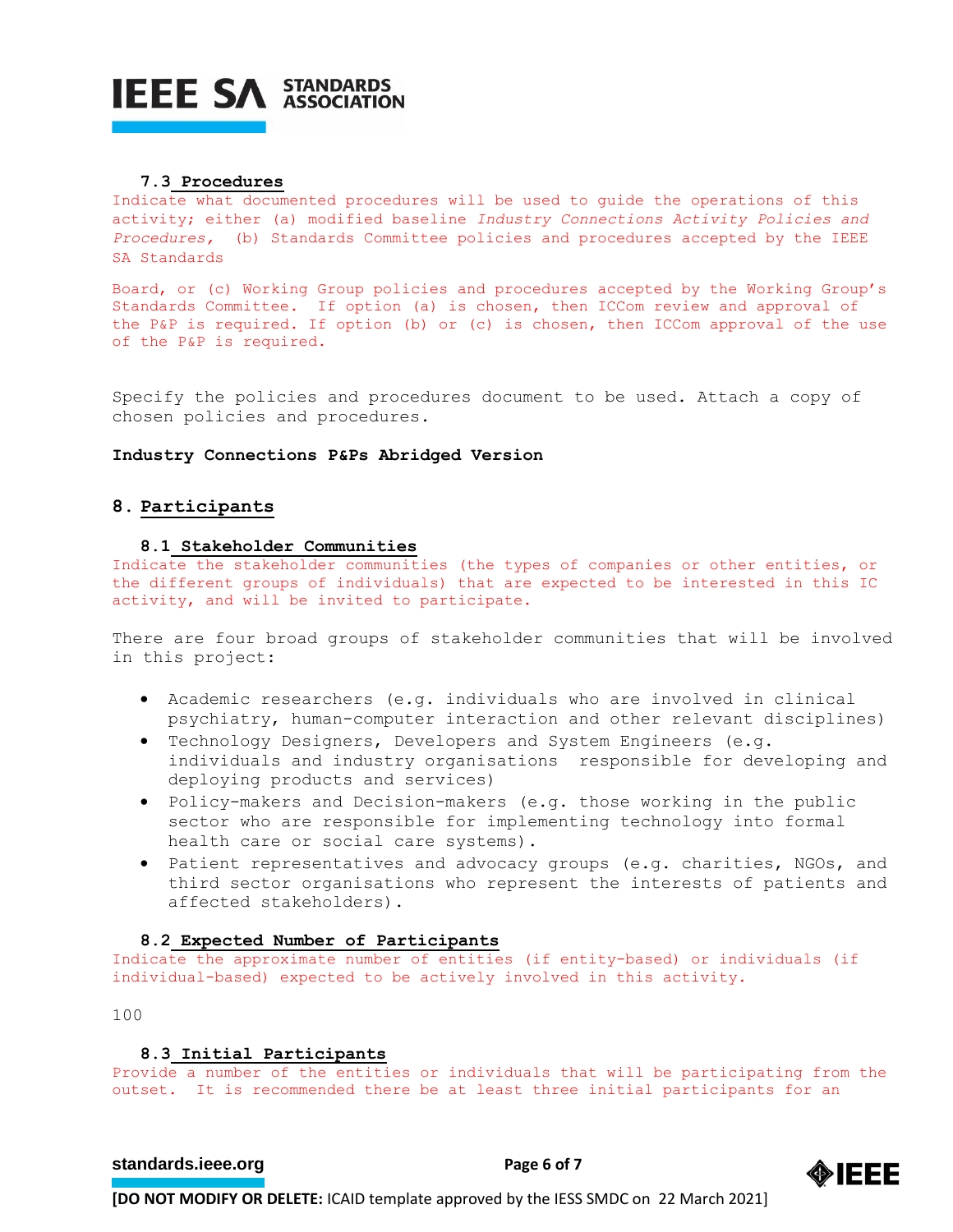### 7.3 Procedures

Indicate what documented procedures will be used to guide the operations of this activity; either (a) modified baseline *Industry Connections Activity Policies and Procedures,* (b) Standards Committee policies and procedures accepted by the IEEE SA Standards

Board, or (c) Working Group policies and procedures accepted by the Working Group's Standards Committee. If option (a) is chosen, then ICCom review and approval of the P&P is required. If option (b) or (c) is chosen, then ICCom approval of the use of the P&P is required.

Specify the policies and procedures document to be used. Attach a copy of chosen policies and procedures.

**Industry Connections P&Ps Abridged Version**

## 8. Participants

### 8.1 Stakeholder Communities

Indicate the stakeholder communities (the types of companies or other entities, or the different groups of individuals) that are expected to be interested in this IC activity, and will be invited to participate.

There are four broad groups of stakeholder communities that will be involved in this project:

- Academic researchers (e.g. individuals who are involved in clinical psychiatry, human-computer interaction and other relevant disciplines)
- Technology Designers, Developers and System Engineers (e.g. individuals and industry organisations responsible for developing and deploying products and services)
- Policy-makers and Decision-makers (e.g. those working in the public sector who are responsible for implementing technology into formal health care or social care systems).
- Patient representatives and advocacy groups (e.g. charities, NGOs, and third sector organisations who represent the interests of patients and affected stakeholders).

### 8.2 Expected Number of Participants

Indicate the approximate number of entities (if entity-based) or individuals (if individual-based) expected to be actively involved in this activity.

100

### 8.3 Initial Participants

Provide a number of the entities or individuals that will be participating from the outset. It is recommended there be at least three initial participants for an

**[DO NOT MODIFY OR DELETE:** ICAID template approved by the IESS SMDC on 22 March 2021]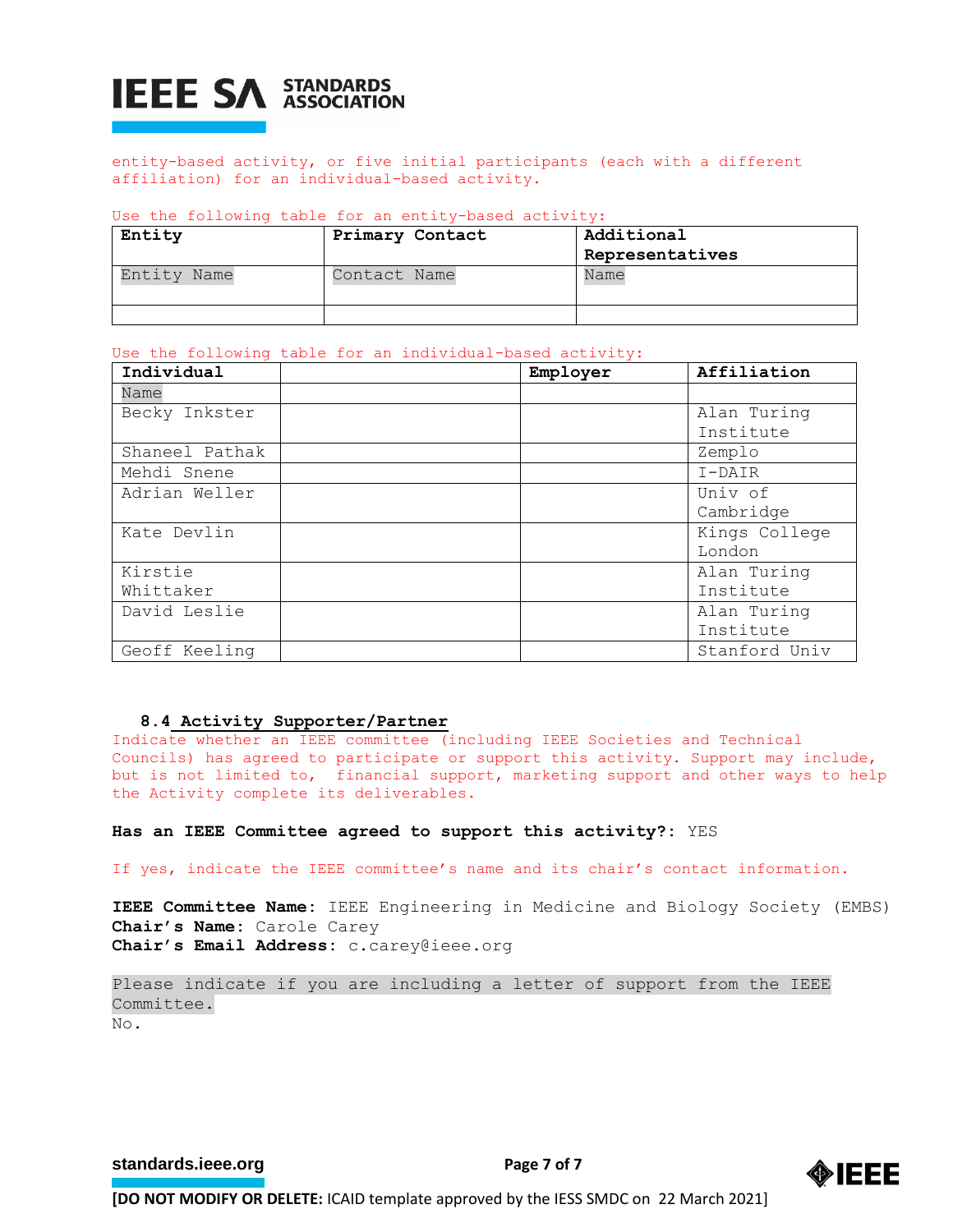entity-based activity, or five initial participants (each with a different affiliation) for an individual-based activity.

Use the following table for an entity-based activity:

| Entity | Primary Contact | Additional Representatives |
|---|---|---|
| Entity Name | Contact Name | Name |
| | | |

Use the following table for an individual-based activity:

| Individual | | Employer | Affiliation |
|---|---|---|---|
| Name | | | |
| Becky Inkster | | | Alan Turing Institute |
| Shaneel Pathak | | | Zemplo |
| Mehdi Snene | | | I-DAIR |
| Adrian Weller | | | Univ of Cambridge |
| Kate Devlin | | | Kings College London |
| Kirstie Whittaker | | | Alan Turing Institute |
| David Leslie | | | Alan Turing Institute |
| Geoff Keeling | | | Stanford Univ |

### 8.4 Activity Supporter/Partner

Indicate whether an IEEE committee (including IEEE Societies and Technical Councils) has agreed to participate or support this activity. Support may include, but is not limited to, financial support, marketing support and other ways to help the Activity complete its deliverables.

**Has an IEEE Committee agreed to support this activity?**: YES

If yes, indicate the IEEE committee's name and its chair's contact information.

**IEEE Committee Name:** IEEE Engineering in Medicine and Biology Society (EMBS)
**Chair's Name:** Carole Carey
**Chair's Email Address:** c.carey@ieee.org

Please indicate if you are including a letter of support from the IEEE Committee.
No.

**[DO NOT MODIFY OR DELETE:** ICAID template approved by the IESS SMDC on 22 March 2021]